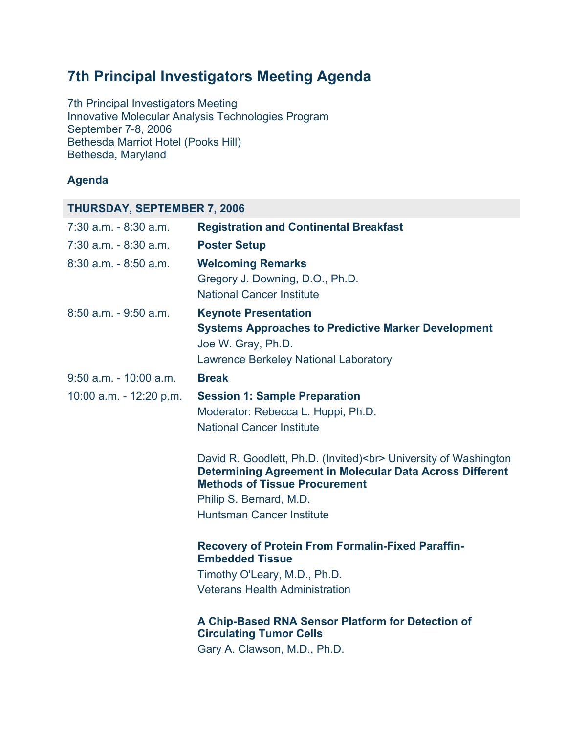# 7th Principal Investigators Meeting Agenda

7th Principal Investigators Meeting
Innovative Molecular Analysis Technologies Program
September 7-8, 2006
Bethesda Marriot Hotel (Pooks Hill)
Bethesda, Maryland

**Agenda**

| **THURSDAY, SEPTEMBER 7, 2006** | |
|---|---|
| 7:30 a.m. - 8:30 a.m. | **Registration and Continental Breakfast** |
| 7:30 a.m. - 8:30 a.m. | **Poster Setup** |
| 8:30 a.m. - 8:50 a.m. | **Welcoming Remarks**<br>Gregory J. Downing, D.O., Ph.D.<br>National Cancer Institute |
| 8:50 a.m. - 9:50 a.m. | **Keynote Presentation**<br>**Systems Approaches to Predictive Marker Development**<br>Joe W. Gray, Ph.D.<br>Lawrence Berkeley National Laboratory |
| 9:50 a.m. - 10:00 a.m. | **Break** |
| 10:00 a.m. - 12:20 p.m. | **Session 1: Sample Preparation**<br>Moderator: Rebecca L. Huppi, Ph.D.<br>National Cancer Institute<br><br>David R. Goodlett, Ph.D. (Invited)<br> University of Washington<br>**Determining Agreement in Molecular Data Across Different Methods of Tissue Procurement**<br>Philip S. Bernard, M.D.<br>Huntsman Cancer Institute<br><br>**Recovery of Protein From Formalin-Fixed Paraffin-Embedded Tissue**<br>Timothy O'Leary, M.D., Ph.D.<br>Veterans Health Administration<br><br>**A Chip-Based RNA Sensor Platform for Detection of Circulating Tumor Cells**<br>Gary A. Clawson, M.D., Ph.D. |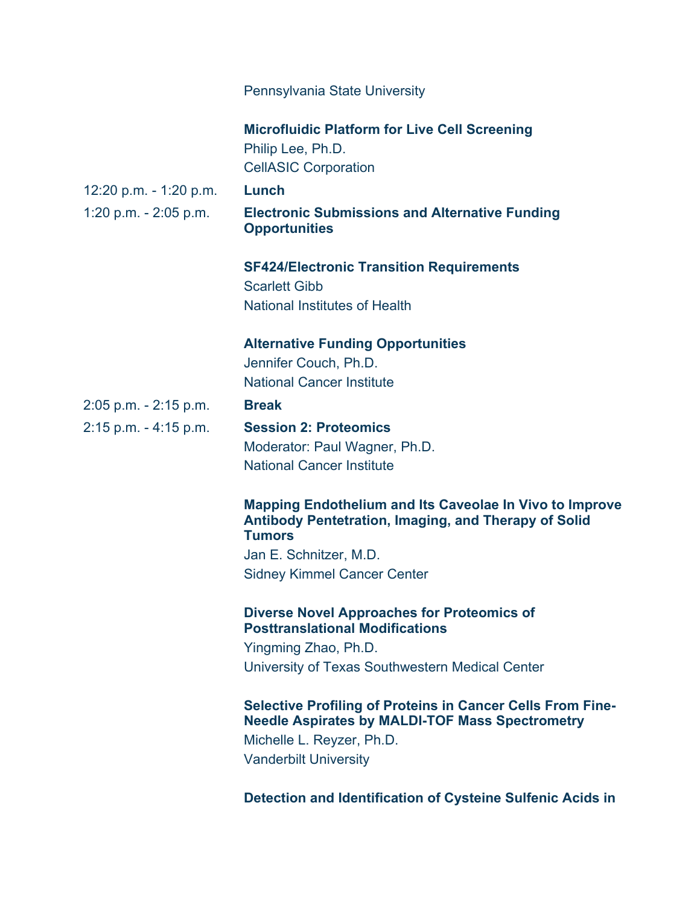Pennsylvania State University

**Microfluidic Platform for Live Cell Screening**
Philip Lee, Ph.D.
CellASIC Corporation

12:20 p.m. - 1:20 p.m. **Lunch**

1:20 p.m. - 2:05 p.m. **Electronic Submissions and Alternative Funding Opportunities**

**SF424/Electronic Transition Requirements**
Scarlett Gibb
National Institutes of Health

**Alternative Funding Opportunities**
Jennifer Couch, Ph.D.
National Cancer Institute

2:05 p.m. - 2:15 p.m. **Break**

2:15 p.m. - 4:15 p.m. **Session 2: Proteomics**
Moderator: Paul Wagner, Ph.D.
National Cancer Institute

**Mapping Endothelium and Its Caveolae In Vivo to Improve Antibody Pentetration, Imaging, and Therapy of Solid Tumors**
Jan E. Schnitzer, M.D.
Sidney Kimmel Cancer Center

**Diverse Novel Approaches for Proteomics of Posttranslational Modifications**
Yingming Zhao, Ph.D.
University of Texas Southwestern Medical Center

**Selective Profiling of Proteins in Cancer Cells From Fine-Needle Aspirates by MALDI-TOF Mass Spectrometry**
Michelle L. Reyzer, Ph.D.
Vanderbilt University

**Detection and Identification of Cysteine Sulfenic Acids in**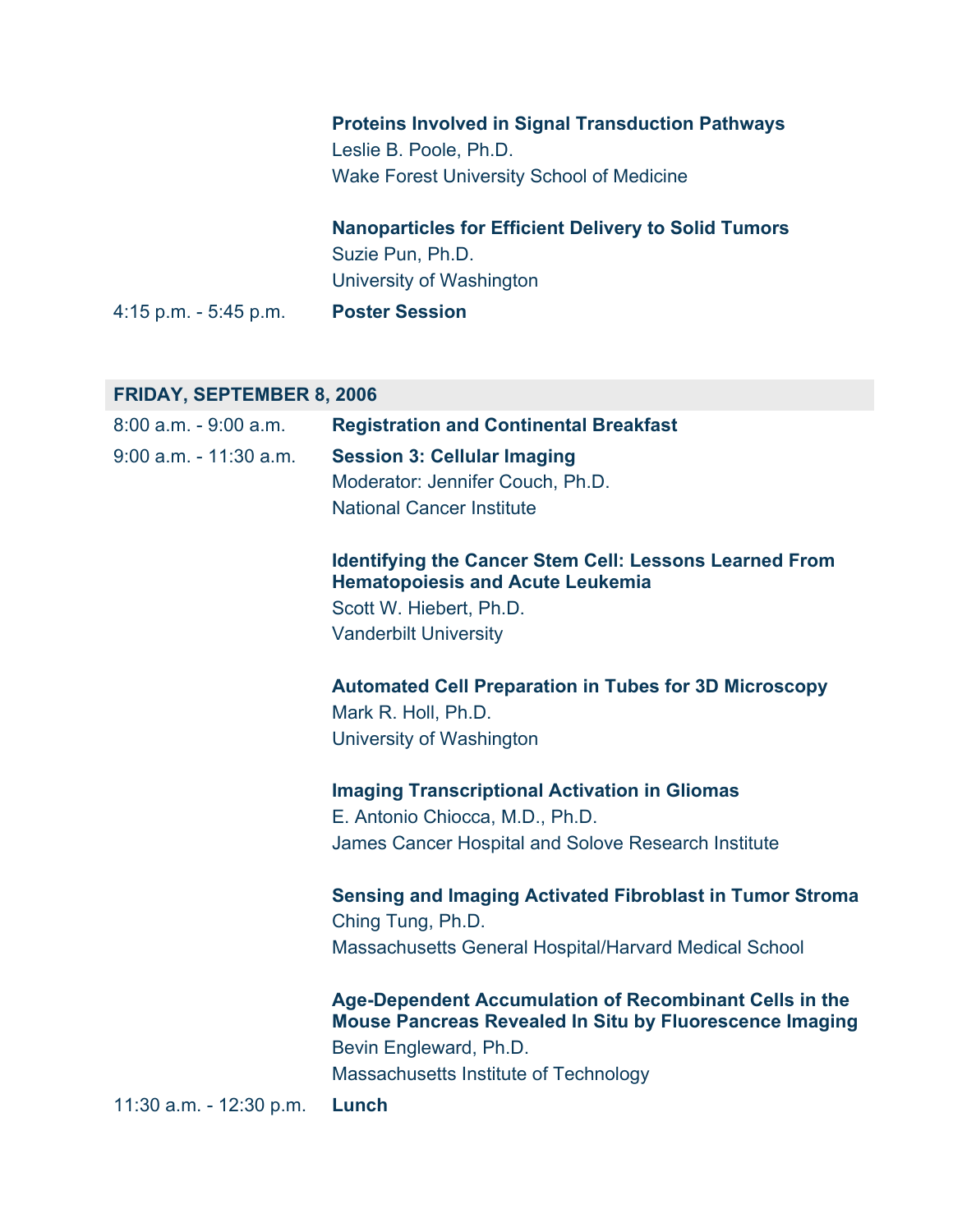**Proteins Involved in Signal Transduction Pathways**
Leslie B. Poole, Ph.D.
Wake Forest University School of Medicine

**Nanoparticles for Efficient Delivery to Solid Tumors**
Suzie Pun, Ph.D.
University of Washington

4:15 p.m. - 5:45 p.m. **Poster Session**

## FRIDAY, SEPTEMBER 8, 2006

8:00 a.m. - 9:00 a.m. **Registration and Continental Breakfast**

9:00 a.m. - 11:30 a.m. **Session 3: Cellular Imaging**
Moderator: Jennifer Couch, Ph.D.
National Cancer Institute

**Identifying the Cancer Stem Cell: Lessons Learned From Hematopoiesis and Acute Leukemia**
Scott W. Hiebert, Ph.D.
Vanderbilt University

**Automated Cell Preparation in Tubes for 3D Microscopy**
Mark R. Holl, Ph.D.
University of Washington

**Imaging Transcriptional Activation in Gliomas**
E. Antonio Chiocca, M.D., Ph.D.
James Cancer Hospital and Solove Research Institute

**Sensing and Imaging Activated Fibroblast in Tumor Stroma**
Ching Tung, Ph.D.
Massachusetts General Hospital/Harvard Medical School

**Age-Dependent Accumulation of Recombinant Cells in the Mouse Pancreas Revealed In Situ by Fluorescence Imaging**
Bevin Engleward, Ph.D.
Massachusetts Institute of Technology

11:30 a.m. - 12:30 p.m. **Lunch**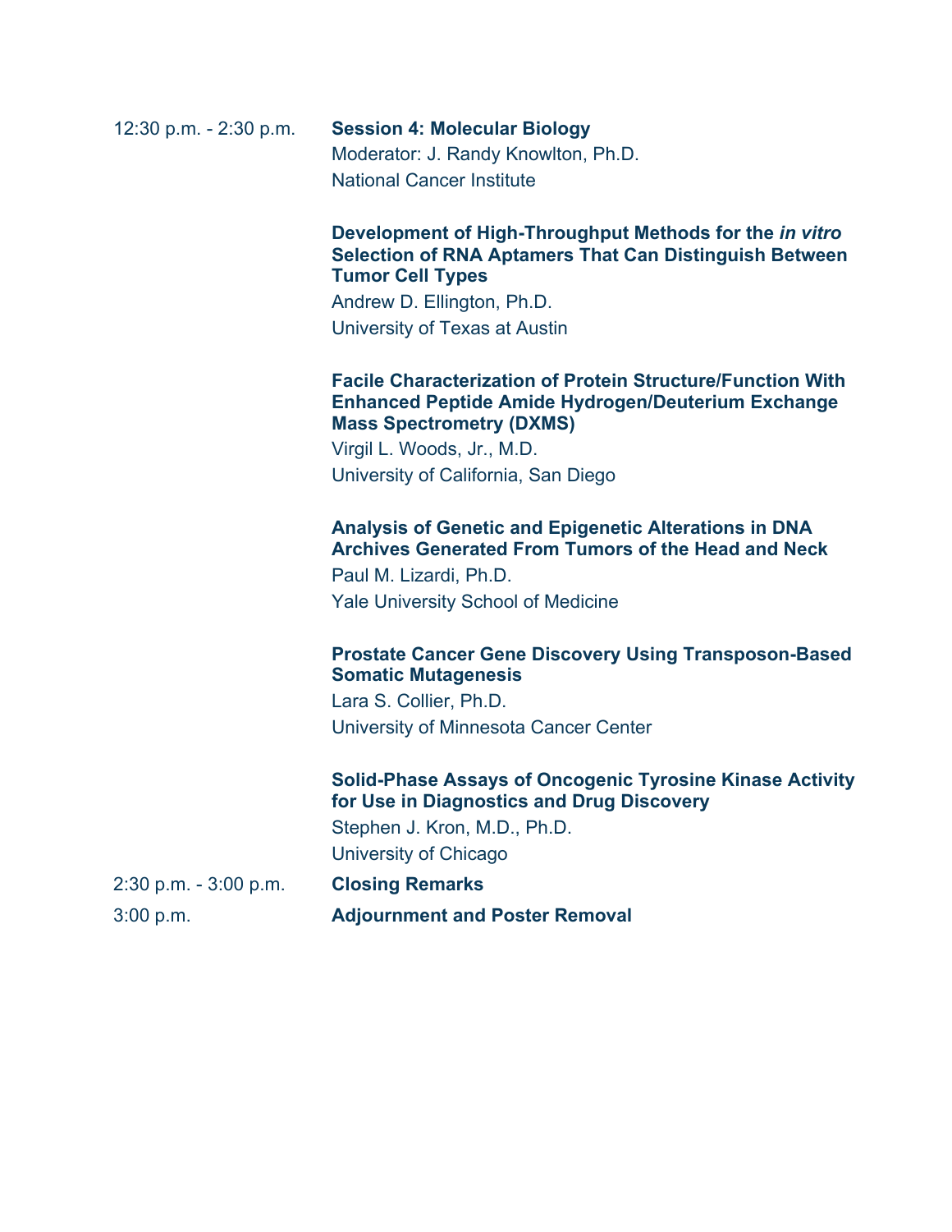12:30 p.m. - 2:30 p.m. **Session 4: Molecular Biology**
Moderator: J. Randy Knowlton, Ph.D.
National Cancer Institute

**Development of High-Throughput Methods for the *in vitro* Selection of RNA Aptamers That Can Distinguish Between Tumor Cell Types**
Andrew D. Ellington, Ph.D.
University of Texas at Austin

**Facile Characterization of Protein Structure/Function With Enhanced Peptide Amide Hydrogen/Deuterium Exchange Mass Spectrometry (DXMS)**
Virgil L. Woods, Jr., M.D.
University of California, San Diego

**Analysis of Genetic and Epigenetic Alterations in DNA Archives Generated From Tumors of the Head and Neck**
Paul M. Lizardi, Ph.D.
Yale University School of Medicine

**Prostate Cancer Gene Discovery Using Transposon-Based Somatic Mutagenesis**
Lara S. Collier, Ph.D.
University of Minnesota Cancer Center

**Solid-Phase Assays of Oncogenic Tyrosine Kinase Activity for Use in Diagnostics and Drug Discovery**
Stephen J. Kron, M.D., Ph.D.
University of Chicago

2:30 p.m. - 3:00 p.m. **Closing Remarks**

3:00 p.m. **Adjournment and Poster Removal**